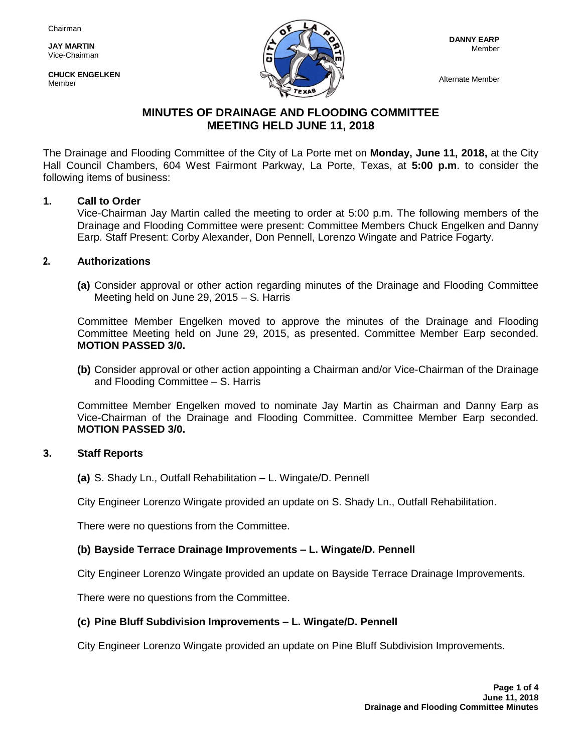Chairman

**JAY MARTIN**
Vice-Chairman

**CHUCK ENGELKEN**
Member

**DANNY EARP**
Member

Alternate Member

# MINUTES OF DRAINAGE AND FLOODING COMMITTEE MEETING HELD JUNE 11, 2018

The Drainage and Flooding Committee of the City of La Porte met on **Monday, June 11, 2018,** at the City Hall Council Chambers, 604 West Fairmont Parkway, La Porte, Texas, at **5:00 p.m**. to consider the following items of business:

## 1. Call to Order

Vice-Chairman Jay Martin called the meeting to order at 5:00 p.m. The following members of the Drainage and Flooding Committee were present: Committee Members Chuck Engelken and Danny Earp. Staff Present: Corby Alexander, Don Pennell, Lorenzo Wingate and Patrice Fogarty.

## 2. Authorizations

**(a)** Consider approval or other action regarding minutes of the Drainage and Flooding Committee Meeting held on June 29, 2015 – S. Harris

Committee Member Engelken moved to approve the minutes of the Drainage and Flooding Committee Meeting held on June 29, 2015, as presented. Committee Member Earp seconded. **MOTION PASSED 3/0.**

**(b)** Consider approval or other action appointing a Chairman and/or Vice-Chairman of the Drainage and Flooding Committee – S. Harris

Committee Member Engelken moved to nominate Jay Martin as Chairman and Danny Earp as Vice-Chairman of the Drainage and Flooding Committee. Committee Member Earp seconded. **MOTION PASSED 3/0.**

## 3. Staff Reports

**(a)** S. Shady Ln., Outfall Rehabilitation – L. Wingate/D. Pennell

City Engineer Lorenzo Wingate provided an update on S. Shady Ln., Outfall Rehabilitation.

There were no questions from the Committee.

**(b) Bayside Terrace Drainage Improvements – L. Wingate/D. Pennell**

City Engineer Lorenzo Wingate provided an update on Bayside Terrace Drainage Improvements.

There were no questions from the Committee.

**(c) Pine Bluff Subdivision Improvements – L. Wingate/D. Pennell**

City Engineer Lorenzo Wingate provided an update on Pine Bluff Subdivision Improvements.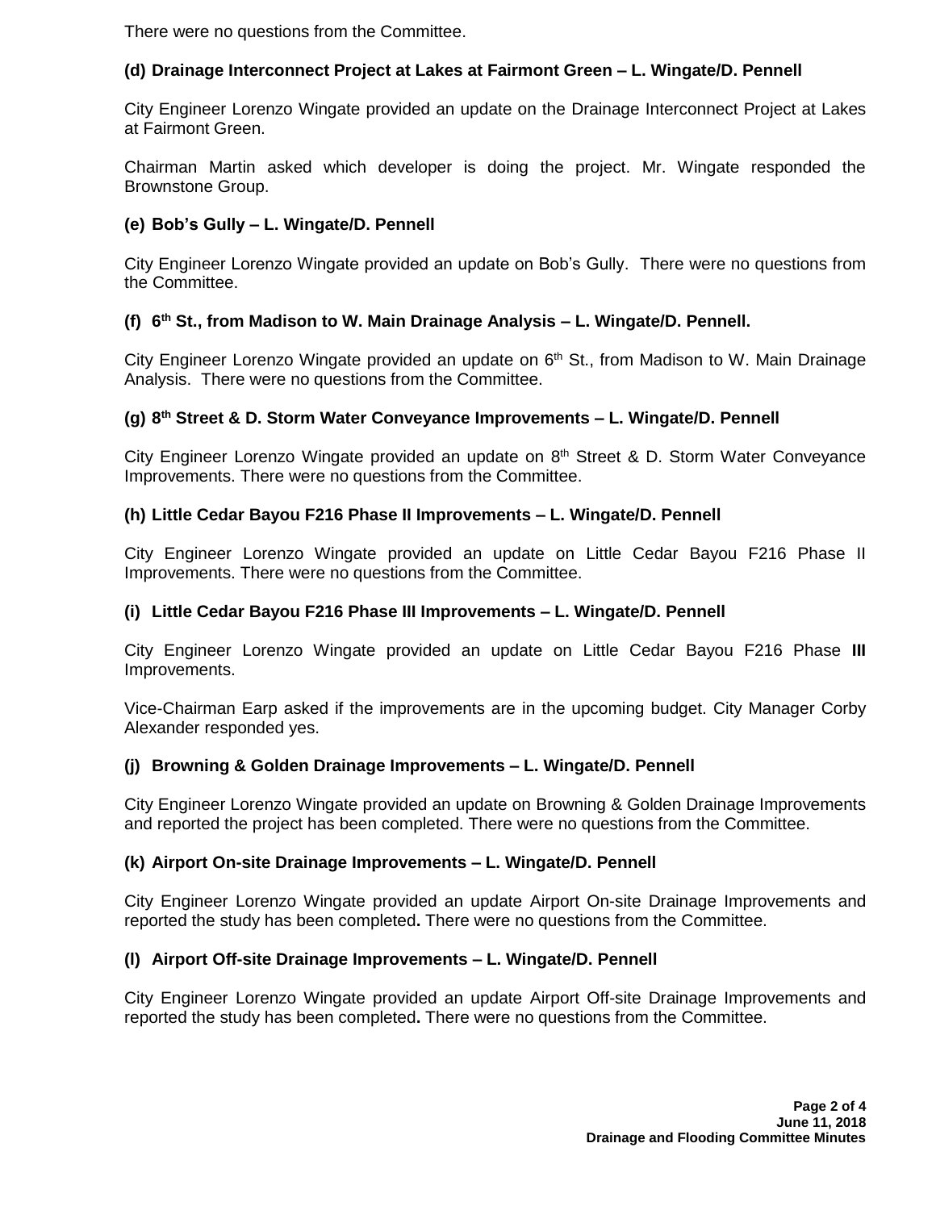There were no questions from the Committee.

**(d) Drainage Interconnect Project at Lakes at Fairmont Green – L. Wingate/D. Pennell**

City Engineer Lorenzo Wingate provided an update on the Drainage Interconnect Project at Lakes at Fairmont Green.

Chairman Martin asked which developer is doing the project. Mr. Wingate responded the Brownstone Group.

**(e) Bob's Gully – L. Wingate/D. Pennell**

City Engineer Lorenzo Wingate provided an update on Bob's Gully. There were no questions from the Committee.

**(f) 6th St., from Madison to W. Main Drainage Analysis – L. Wingate/D. Pennell.**

City Engineer Lorenzo Wingate provided an update on 6th St., from Madison to W. Main Drainage Analysis. There were no questions from the Committee.

**(g) 8th Street & D. Storm Water Conveyance Improvements – L. Wingate/D. Pennell**

City Engineer Lorenzo Wingate provided an update on 8th Street & D. Storm Water Conveyance Improvements. There were no questions from the Committee.

**(h) Little Cedar Bayou F216 Phase II Improvements – L. Wingate/D. Pennell**

City Engineer Lorenzo Wingate provided an update on Little Cedar Bayou F216 Phase II Improvements. There were no questions from the Committee.

**(i) Little Cedar Bayou F216 Phase III Improvements – L. Wingate/D. Pennell**

City Engineer Lorenzo Wingate provided an update on Little Cedar Bayou F216 Phase **III** Improvements.

Vice-Chairman Earp asked if the improvements are in the upcoming budget. City Manager Corby Alexander responded yes.

**(j) Browning & Golden Drainage Improvements – L. Wingate/D. Pennell**

City Engineer Lorenzo Wingate provided an update on Browning & Golden Drainage Improvements and reported the project has been completed. There were no questions from the Committee.

**(k) Airport On-site Drainage Improvements – L. Wingate/D. Pennell**

City Engineer Lorenzo Wingate provided an update Airport On-site Drainage Improvements and reported the study has been completed**.** There were no questions from the Committee.

**(l) Airport Off-site Drainage Improvements – L. Wingate/D. Pennell**

City Engineer Lorenzo Wingate provided an update Airport Off-site Drainage Improvements and reported the study has been completed**.** There were no questions from the Committee.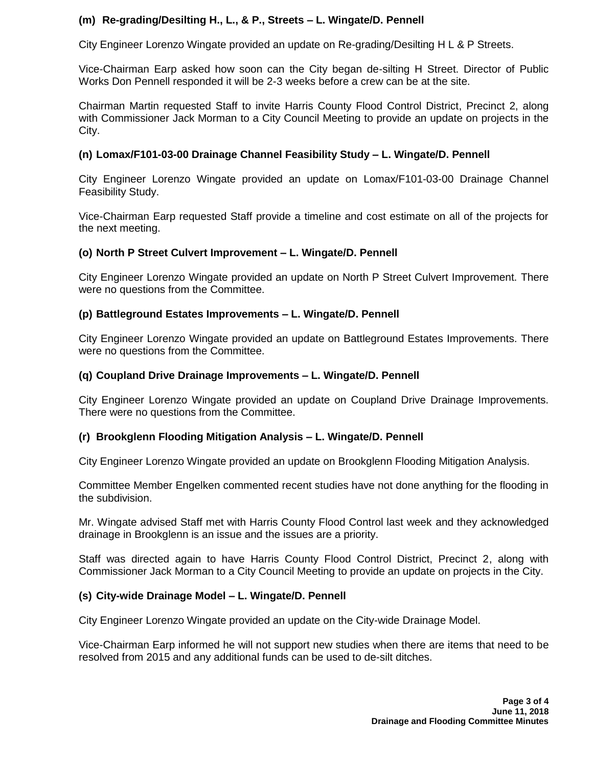**(m) Re-grading/Desilting H., L., & P., Streets – L. Wingate/D. Pennell**

City Engineer Lorenzo Wingate provided an update on Re-grading/Desilting H L & P Streets.

Vice-Chairman Earp asked how soon can the City began de-silting H Street. Director of Public Works Don Pennell responded it will be 2-3 weeks before a crew can be at the site.

Chairman Martin requested Staff to invite Harris County Flood Control District, Precinct 2, along with Commissioner Jack Morman to a City Council Meeting to provide an update on projects in the City.

**(n) Lomax/F101-03-00 Drainage Channel Feasibility Study – L. Wingate/D. Pennell**

City Engineer Lorenzo Wingate provided an update on Lomax/F101-03-00 Drainage Channel Feasibility Study.

Vice-Chairman Earp requested Staff provide a timeline and cost estimate on all of the projects for the next meeting.

**(o) North P Street Culvert Improvement – L. Wingate/D. Pennell**

City Engineer Lorenzo Wingate provided an update on North P Street Culvert Improvement. There were no questions from the Committee.

**(p) Battleground Estates Improvements – L. Wingate/D. Pennell**

City Engineer Lorenzo Wingate provided an update on Battleground Estates Improvements. There were no questions from the Committee.

**(q) Coupland Drive Drainage Improvements – L. Wingate/D. Pennell**

City Engineer Lorenzo Wingate provided an update on Coupland Drive Drainage Improvements. There were no questions from the Committee.

**(r) Brookglenn Flooding Mitigation Analysis – L. Wingate/D. Pennell**

City Engineer Lorenzo Wingate provided an update on Brookglenn Flooding Mitigation Analysis.

Committee Member Engelken commented recent studies have not done anything for the flooding in the subdivision.

Mr. Wingate advised Staff met with Harris County Flood Control last week and they acknowledged drainage in Brookglenn is an issue and the issues are a priority.

Staff was directed again to have Harris County Flood Control District, Precinct 2, along with Commissioner Jack Morman to a City Council Meeting to provide an update on projects in the City.

**(s) City-wide Drainage Model – L. Wingate/D. Pennell**

City Engineer Lorenzo Wingate provided an update on the City-wide Drainage Model.

Vice-Chairman Earp informed he will not support new studies when there are items that need to be resolved from 2015 and any additional funds can be used to de-silt ditches.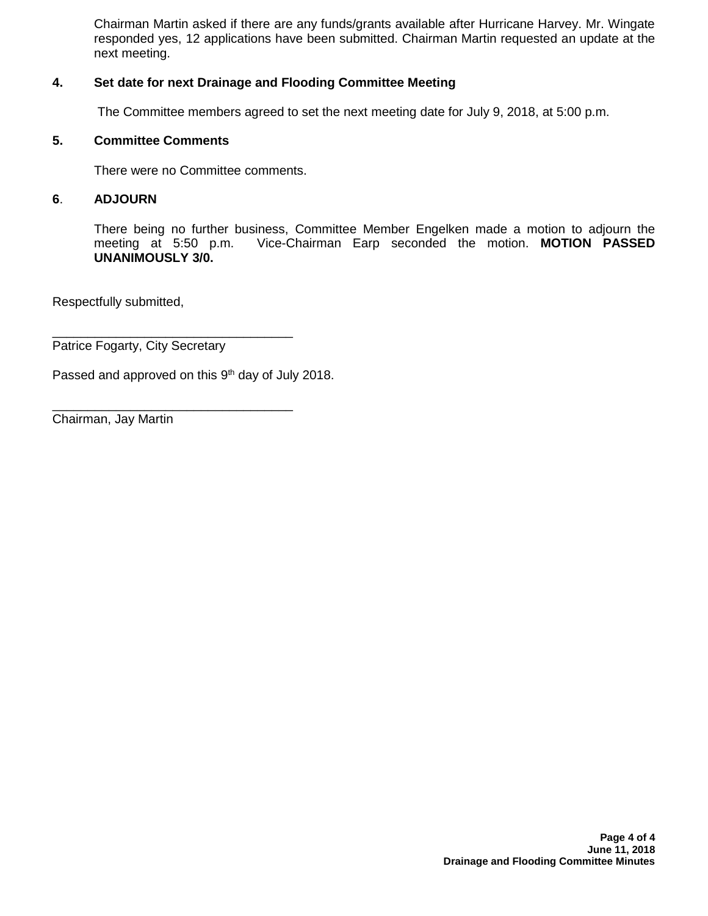Chairman Martin asked if there are any funds/grants available after Hurricane Harvey. Mr. Wingate responded yes, 12 applications have been submitted. Chairman Martin requested an update at the next meeting.

**4. Set date for next Drainage and Flooding Committee Meeting**

The Committee members agreed to set the next meeting date for July 9, 2018, at 5:00 p.m.

**5. Committee Comments**

There were no Committee comments.

**6. ADJOURN**

There being no further business, Committee Member Engelken made a motion to adjourn the meeting at 5:50 p.m. Vice-Chairman Earp seconded the motion. **MOTION PASSED UNANIMOUSLY 3/0.**

Respectfully submitted,

___________________________________
Patrice Fogarty, City Secretary

Passed and approved on this 9th day of July 2018.

___________________________________
Chairman, Jay Martin